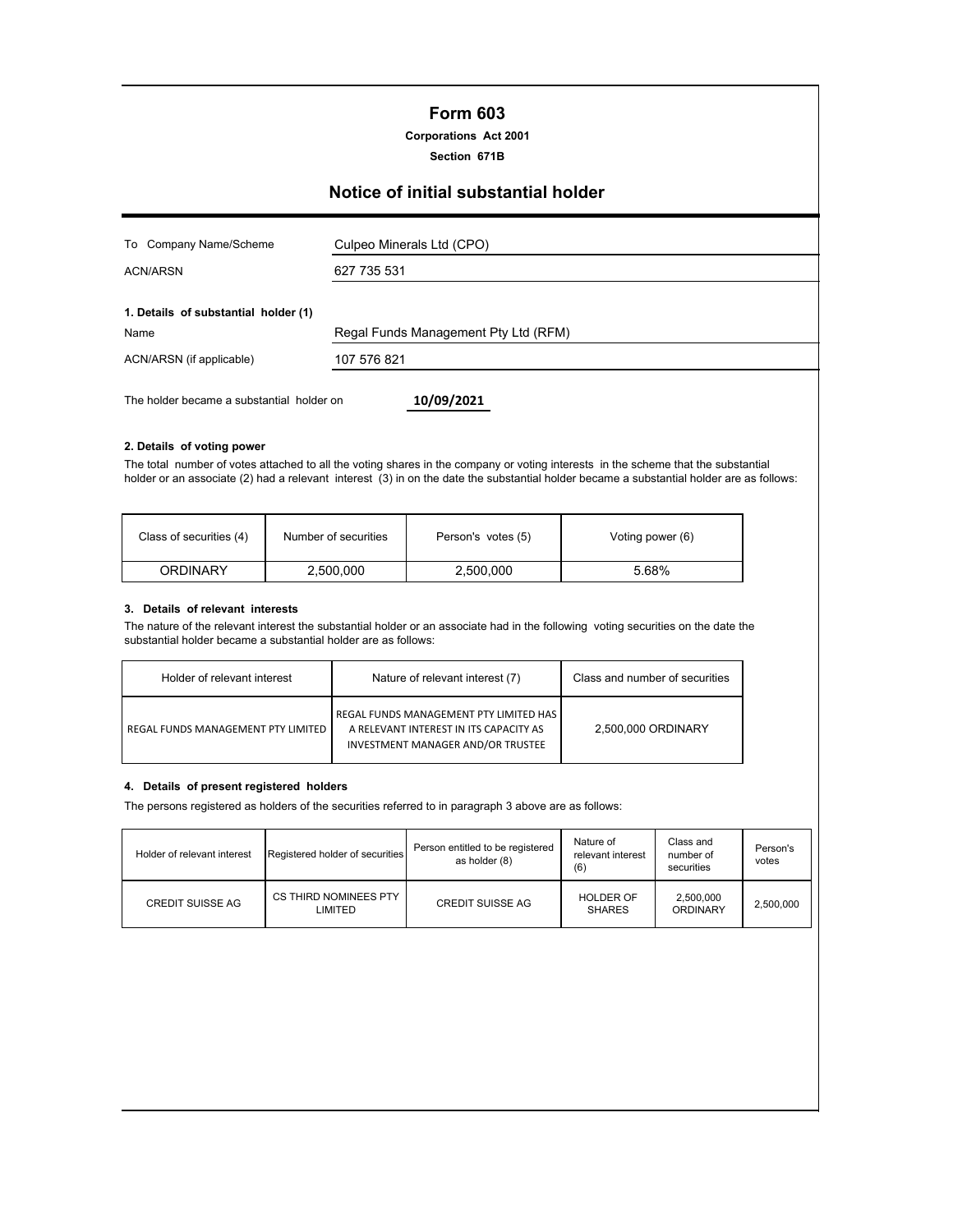# Form 603

**Corporations Act 2001**

**Section 671B**

## Notice of initial substantial holder

| | |
|---|---|
| To Company Name/Scheme | Culpeo Minerals Ltd (CPO) |
| ACN/ARSN | 627 735 531 |

**1. Details of substantial holder (1)**

| | |
|---|---|
| Name | Regal Funds Management Pty Ltd (RFM) |
| ACN/ARSN (if applicable) | 107 576 821 |

The holder became a substantial holder on **10/09/2021**

**2. Details of voting power**

The total number of votes attached to all the voting shares in the company or voting interests in the scheme that the substantial holder or an associate (2) had a relevant interest (3) in on the date the substantial holder became a substantial holder are as follows:

| Class of securities (4) | Number of securities | Person's votes (5) | Voting power (6) |
|---|---|---|---|
| ORDINARY | 2,500,000 | 2,500,000 | 5.68% |

**3. Details of relevant interests**

The nature of the relevant interest the substantial holder or an associate had in the following voting securities on the date the substantial holder became a substantial holder are as follows:

| Holder of relevant interest | Nature of relevant interest (7) | Class and number of securities |
|---|---|---|
| REGAL FUNDS MANAGEMENT PTY LIMITED | REGAL FUNDS MANAGEMENT PTY LIMITED HAS A RELEVANT INTEREST IN ITS CAPACITY AS INVESTMENT MANAGER AND/OR TRUSTEE | 2,500,000 ORDINARY |

**4. Details of present registered holders**

The persons registered as holders of the securities referred to in paragraph 3 above are as follows:

| Holder of relevant interest | Registered holder of securities | Person entitled to be registered as holder (8) | Nature of relevant interest (6) | Class and number of securities | Person's votes |
|---|---|---|---|---|---|
| CREDIT SUISSE AG | CS THIRD NOMINEES PTY LIMITED | CREDIT SUISSE AG | HOLDER OF SHARES | 2,500,000 ORDINARY | 2,500,000 |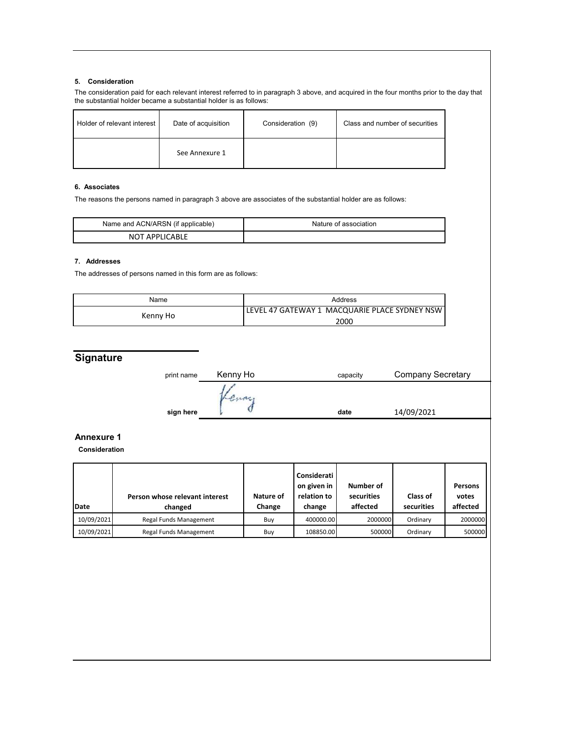### 5. Consideration

The consideration paid for each relevant interest referred to in paragraph 3 above, and acquired in the four months prior to the day that the substantial holder became a substantial holder is as follows:

| Holder of relevant interest | Date of acquisition | Consideration (9) | Class and number of securities |
|---|---|---|---|
| | See Annexure 1 | | |

### 6. Associates

The reasons the persons named in paragraph 3 above are associates of the substantial holder are as follows:

| Name and ACN/ARSN (if applicable) | Nature of association |
|---|---|
| NOT APPLICABLE | |

### 7. Addresses

The addresses of persons named in this form are as follows:

| Name | Address |
|---|---|
| Kenny Ho | LEVEL 47 GATEWAY 1 MACQUARIE PLACE SYDNEY NSW 2000 |

## Signature

print name Kenny Ho capacity Company Secretary

sign here *Kenny* date 14/09/2021

## Annexure 1

**Consideration**

| Date | Person whose relevant interest changed | Nature of Change | Consideration given in relation to change | Number of securities affected | Class of securities | Persons votes affected |
|---|---|---|---|---|---|---|
| 10/09/2021 | Regal Funds Management | Buy | 400000.00 | 2000000 | Ordinary | 2000000 |
| 10/09/2021 | Regal Funds Management | Buy | 108850.00 | 500000 | Ordinary | 500000 |